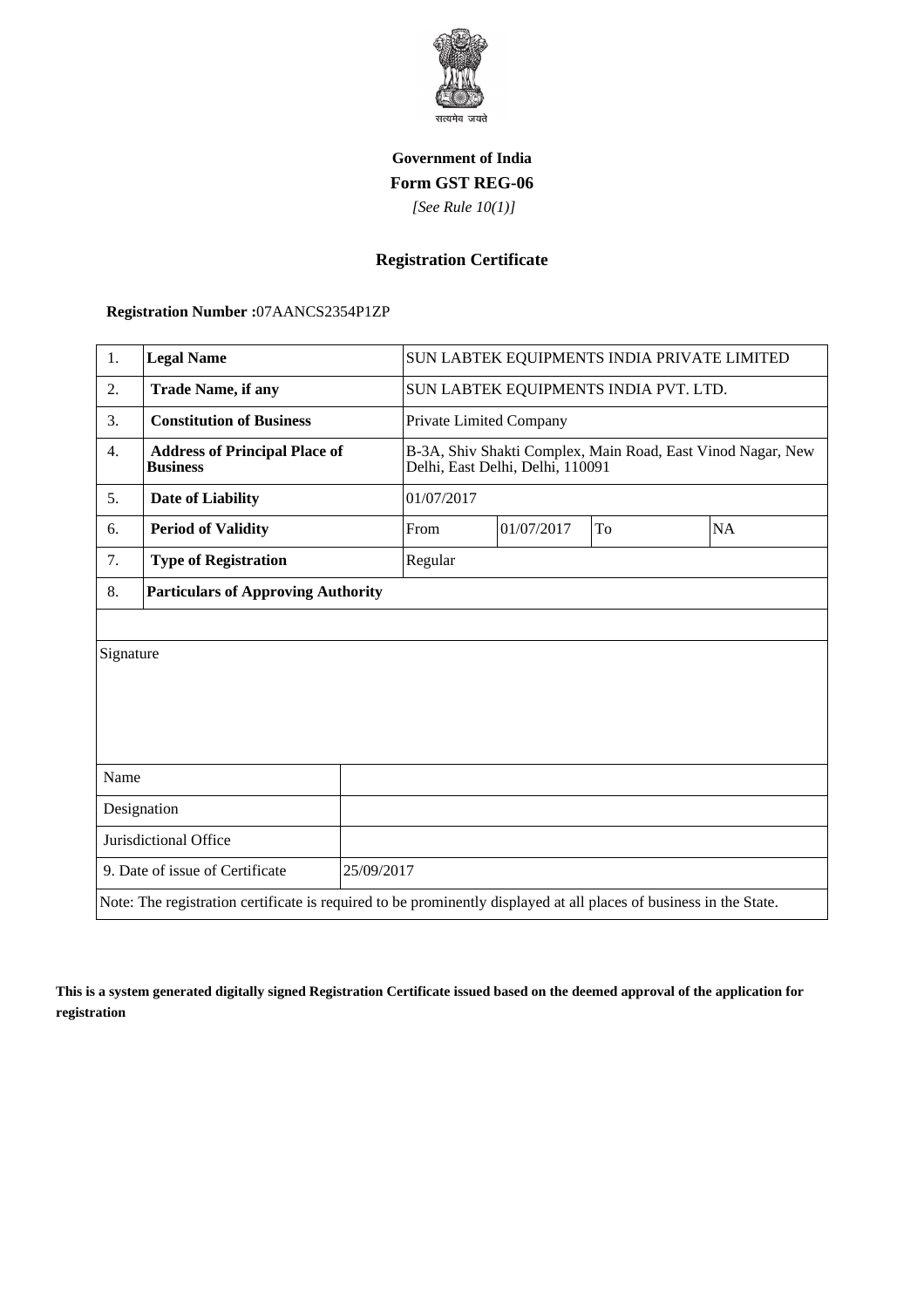सत्यमेव जयते

**Government of India**

**Form GST REG-06**

*[See Rule 10(1)]*

## Registration Certificate

**Registration Number :**07AANCS2354P1ZP

| 1. | **Legal Name** | SUN LABTEK EQUIPMENTS INDIA PRIVATE LIMITED | | | |
|---|---|---|---|---|---|
| 2. | **Trade Name, if any** | SUN LABTEK EQUIPMENTS INDIA PVT. LTD. | | | |
| 3. | **Constitution of Business** | Private Limited Company | | | |
| 4. | **Address of Principal Place of Business** | B-3A, Shiv Shakti Complex, Main Road, East Vinod Nagar, New Delhi, East Delhi, Delhi, 110091 | | | |
| 5. | **Date of Liability** | 01/07/2017 | | | |
| 6. | **Period of Validity** | From | 01/07/2017 | To | NA |
| 7. | **Type of Registration** | Regular | | | |
| 8. | **Particulars of Approving Authority** | | | | |

| Signature | |
|---|---|
| Name | |
| Designation | |
| Jurisdictional Office | |
| 9. Date of issue of Certificate | 25/09/2017 |

Note: The registration certificate is required to be prominently displayed at all places of business in the State.

**This is a system generated digitally signed Registration Certificate issued based on the deemed approval of the application for registration**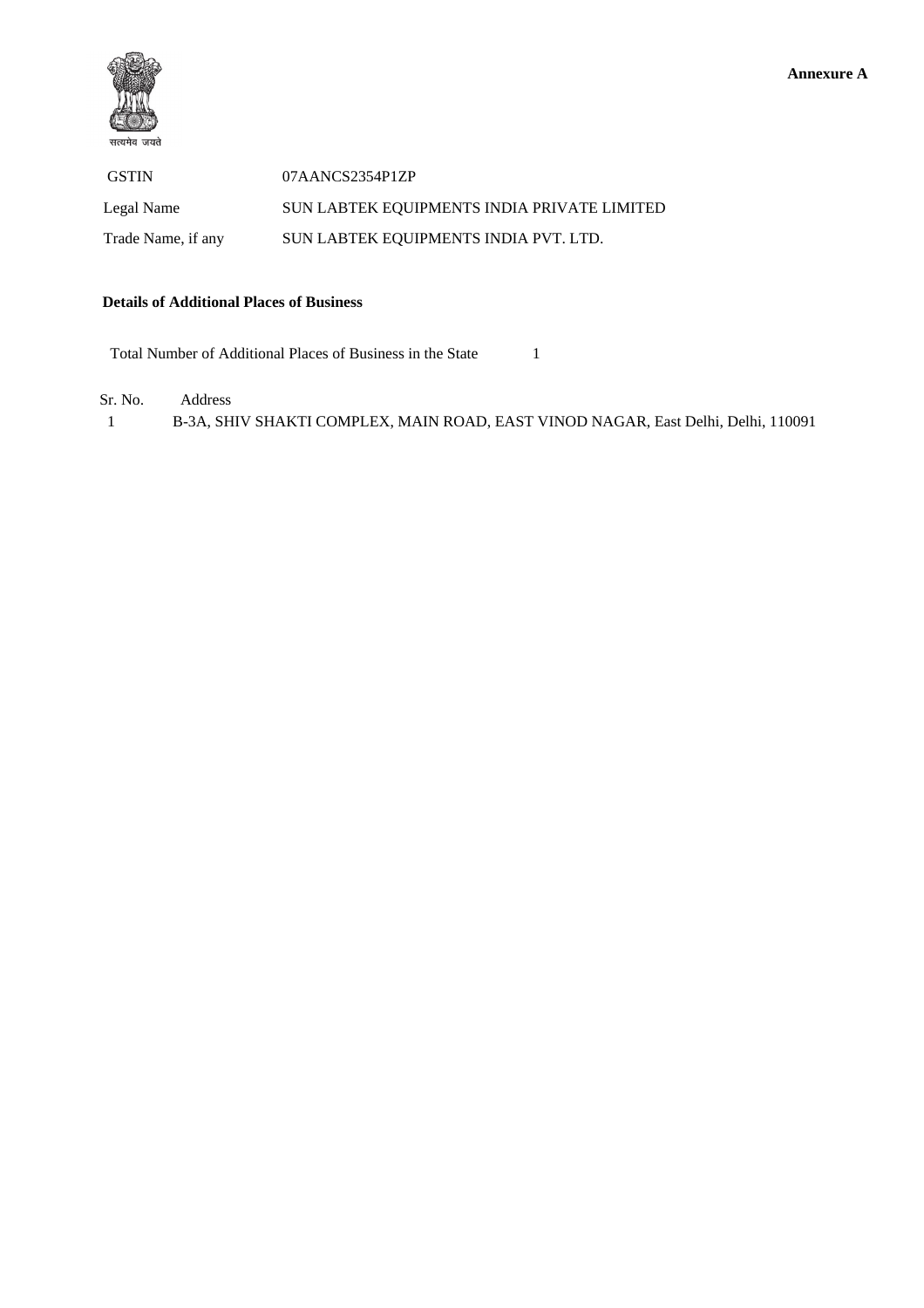सत्यमेव जयते

**Annexure A**

| | |
|---|---|
| GSTIN | 07AANCS2354P1ZP |
| Legal Name | SUN LABTEK EQUIPMENTS INDIA PRIVATE LIMITED |
| Trade Name, if any | SUN LABTEK EQUIPMENTS INDIA PVT. LTD. |

**Details of Additional Places of Business**

Total Number of Additional Places of Business in the State 1

| Sr. No. | Address |
|---|---|
| 1 | B-3A, SHIV SHAKTI COMPLEX, MAIN ROAD, EAST VINOD NAGAR, East Delhi, Delhi, 110091 |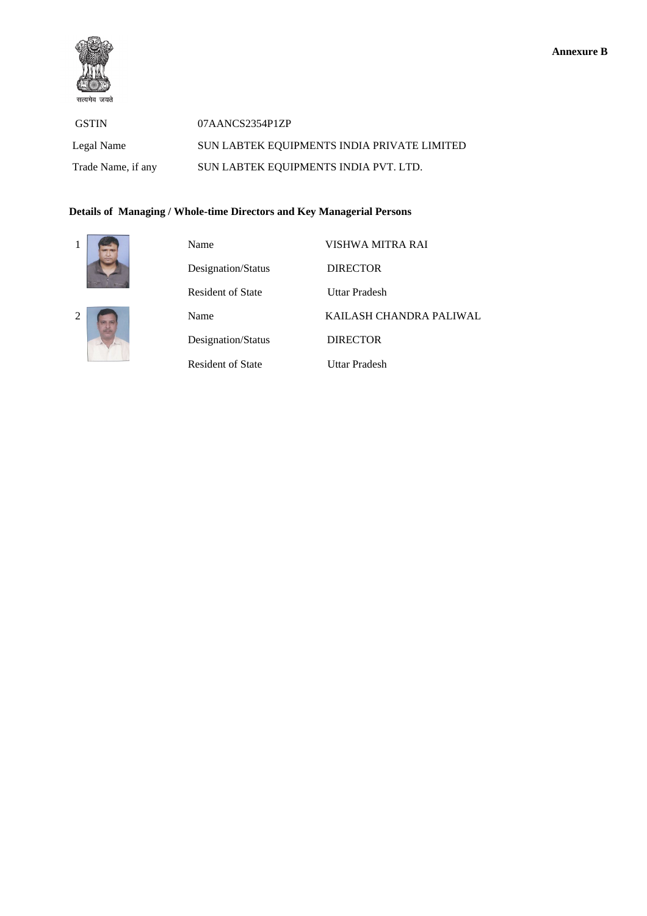सत्यमेव जयते

**Annexure B**

| | |
|---|---|
| GSTIN | 07AANCS2354P1ZP |
| Legal Name | SUN LABTEK EQUIPMENTS INDIA PRIVATE LIMITED |
| Trade Name, if any | SUN LABTEK EQUIPMENTS INDIA PVT. LTD. |

**Details of Managing / Whole-time Directors and Key Managerial Persons**

| | | |
|---|---|---|
| 1 | Name | VISHWA MITRA RAI |
| | Designation/Status | DIRECTOR |
| | Resident of State | Uttar Pradesh |
| 2 | Name | KAILASH CHANDRA PALIWAL |
| | Designation/Status | DIRECTOR |
| | Resident of State | Uttar Pradesh |